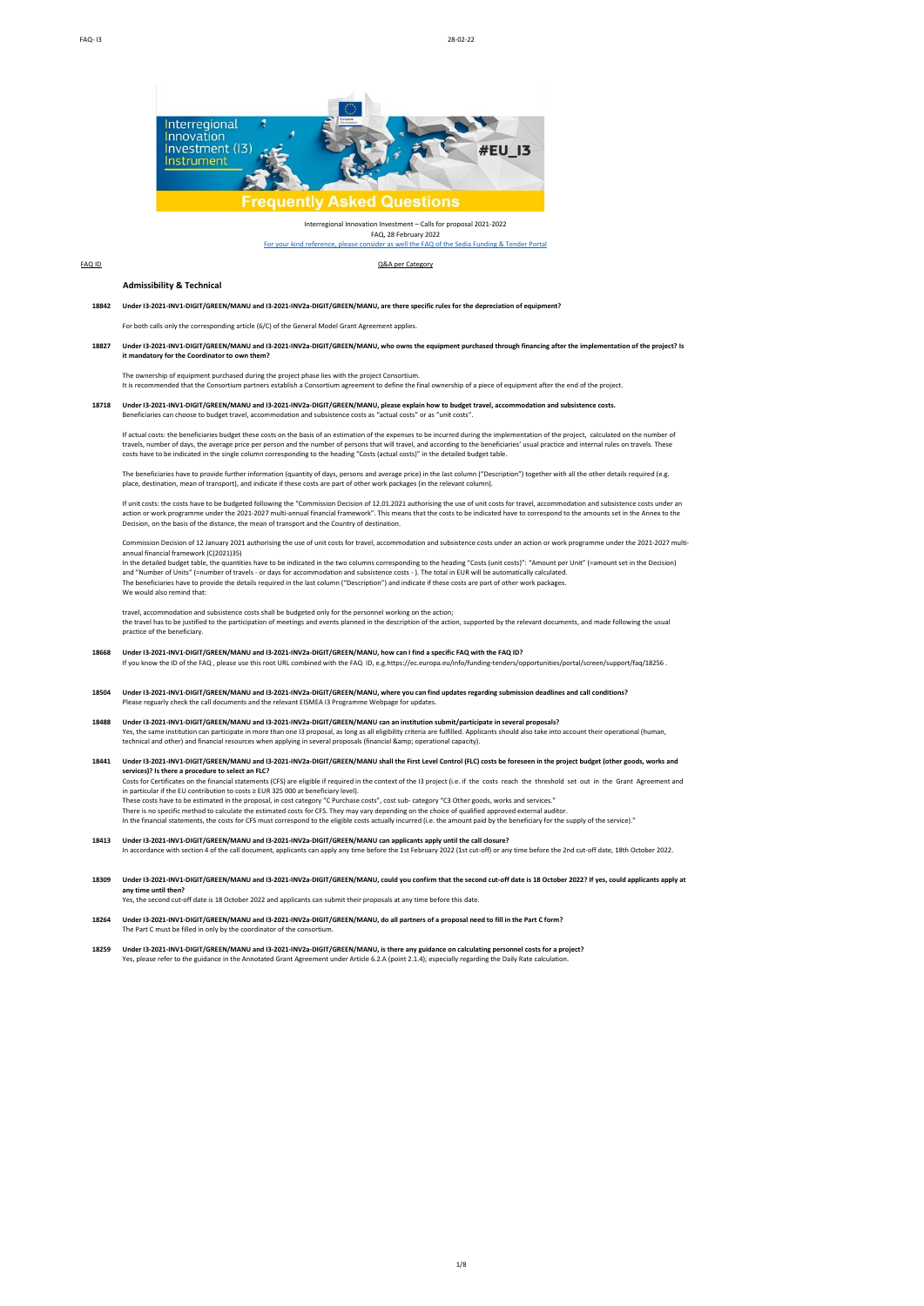Interregional Innovation Investment – Calls for proposal 2021-2022
FAQ, 28 February 2022
For your kind reference, please consider as well the FAQ of the Sedia Funding & Tender Portal

FAQ ID | Q&A per Category

## Admissibility & Technical

**18842 Under I3-2021-INV1-DIGIT/GREEN/MANU and I3-2021-INV2a-DIGIT/GREEN/MANU, are there specific rules for the depreciation of equipment?**

For both calls only the corresponding article (6/C) of the General Model Grant Agreement applies.

**18827 Under I3-2021-INV1-DIGIT/GREEN/MANU and I3-2021-INV2a-DIGIT/GREEN/MANU, who owns the equipment purchased through financing after the implementation of the project? Is it mandatory for the Coordinator to own them?**

The ownership of equipment purchased during the project phase lies with the project Consortium.
It is recommended that the Consortium partners establish a Consortium agreement to define the final ownership of a piece of equipment after the end of the project.

**18718 Under I3-2021-INV1-DIGIT/GREEN/MANU and I3-2021-INV2a-DIGIT/GREEN/MANU, please explain how to budget travel, accommodation and subsistence costs.**
Beneficiaries can choose to budget travel, accommodation and subsistence costs as "actual costs" or as "unit costs".

If actual costs: the beneficiaries budget these costs on the basis of an estimation of the expenses to be incurred during the implementation of the project, calculated on the number of travels, number of days, the average price per person and the number of persons that will travel, and according to the beneficiaries' usual practice and internal rules on travels. These costs have to be indicated in the single column corresponding to the heading "Costs (actual costs)" in the detailed budget table.

The beneficiaries have to provide further information (quantity of days, persons and average price) in the last column ("Description") together with all the other details required (e.g. place, destination, mean of transport), and indicate if these costs are part of other work packages (in the relevant column).

If unit costs: the costs have to be budgeted following the "Commission Decision of 12.01.2021 authorising the use of unit costs for travel, accommodation and subsistence costs under an action or work programme under the 2021-2027 multi-annual financial framework". This means that the costs to be indicated have to correspond to the amounts set in the Annex to the Decision, on the basis of the distance, the mean of transport and the Country of destination.

Commission Decision of 12 January 2021 authorising the use of unit costs for travel, accommodation and subsistence costs under an action or work programme under the 2021-2027 multi-annual financial framework (C(2021)35)
In the detailed budget table, the quantities have to be indicated in the two columns corresponding to the heading "Costs (unit costs)": "Amount per Unit" (=amount set in the Decision) and "Number of Units" (=number of travels - or days for accommodation and subsistence costs - ). The total in EUR will be automatically calculated.
The beneficiaries have to provide the details required in the last column ("Description") and indicate if these costs are part of other work packages.
We would also remind that:

travel, accommodation and subsistence costs shall be budgeted only for the personnel working on the action;
the travel has to be justified to the participation of meetings and events planned in the description of the action, supported by the relevant documents, and made following the usual practice of the beneficiary.

**18668 Under I3-2021-INV1-DIGIT/GREEN/MANU and I3-2021-INV2a-DIGIT/GREEN/MANU, how can I find a specific FAQ with the FAQ ID?**
If you know the ID of the FAQ , please use this root URL combined with the FAQ ID, e.g.https://ec.europa.eu/info/funding-tenders/opportunities/portal/screen/support/faq/18256 .

**18504 Under I3-2021-INV1-DIGIT/GREEN/MANU and I3-2021-INV2a-DIGIT/GREEN/MANU, where you can find updates regarding submission deadlines and call conditions?**
Please reguarly check the call documents and the relevant EISMEA I3 Programme Webpage for updates.

**18488 Under I3-2021-INV1-DIGIT/GREEN/MANU and I3-2021-INV2a-DIGIT/GREEN/MANU can an institution submit/participate in several proposals?**
Yes, the same institution can participate in more than one I3 proposal, as long as all eligibility criteria are fulfilled. Applicants should also take into account their operational (human, technical and other) and financial resources when applying in several proposals (financial &amp; operational capacity).

**18441 Under I3-2021-INV1-DIGIT/GREEN/MANU and I3-2021-INV2a-DIGIT/GREEN/MANU shall the First Level Control (FLC) costs be foreseen in the project budget (other goods, works and services)? Is there a procedure to select an FLC?**
Costs for Certificates on the financial statements (CFS) are eligible if required in the context of the I3 project (i.e. if the costs reach the threshold set out in the Grant Agreement and in particular if the EU contribution to costs ≥ EUR 325 000 at beneficiary level).
These costs have to be estimated in the proposal, in cost category "C Purchase costs", cost sub- category "C3 Other goods, works and services."
There is no specific method to calculate the estimated costs for CFS. They may vary depending on the choice of qualified approved external auditor.
In the financial statements, the costs for CFS must correspond to the eligible costs actually incurred (i.e. the amount paid by the beneficiary for the supply of the service)."

**18413 Under I3-2021-INV1-DIGIT/GREEN/MANU and I3-2021-INV2a-DIGIT/GREEN/MANU can applicants apply until the call closure?**
In accordance with section 4 of the call document, applicants can apply any time before the 1st February 2022 (1st cut-off) or any time before the 2nd cut-off date, 18th October 2022.

**18309 Under I3-2021-INV1-DIGIT/GREEN/MANU and I3-2021-INV2a-DIGIT/GREEN/MANU, could you confirm that the second cut-off date is 18 October 2022? If yes, could applicants apply at any time until then?**
Yes, the second cut-off date is 18 October 2022 and applicants can submit their proposals at any time before this date.

**18264 Under I3-2021-INV1-DIGIT/GREEN/MANU and I3-2021-INV2a-DIGIT/GREEN/MANU, do all partners of a proposal need to fill in the Part C form?**
The Part C must be filled in only by the coordinator of the consortium.

**18259 Under I3-2021-INV1-DIGIT/GREEN/MANU and I3-2021-INV2a-DIGIT/GREEN/MANU, is there any guidance on calculating personnel costs for a project?**
Yes, please refer to the guidance in the Annotated Grant Agreement under Article 6.2.A (point 2.1.4); especially regarding the Daily Rate calculation.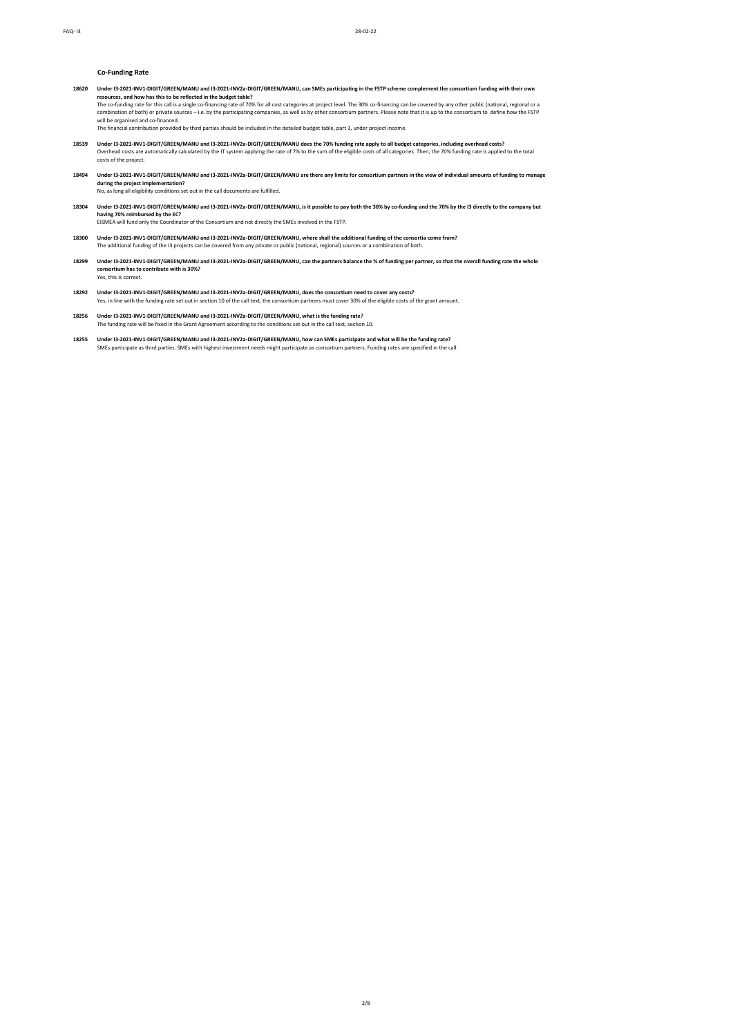## Co-Funding Rate

**18620 Under I3-2021-INV1-DIGIT/GREEN/MANU and I3-2021-INV2a-DIGIT/GREEN/MANU, can SMEs participating in the FSTP scheme complement the consortium funding with their own resources, and how has this to be reflected in the budget table?**

The co-funding rate for this call is a single co-financing rate of 70% for all cost categories at project level. The 30% co-financing can be covered by any other public (national, regional or a combination of both) or private sources – i.e. by the participating companies, as well as by other consortium partners. Please note that it is up to the consortium to define how the FSTP will be organised and co-financed.

The financial contribution provided by third parties should be included in the detailed budget table, part 3, under project income.

**18539 Under I3-2021-INV1-DIGIT/GREEN/MANU and I3-2021-INV2a-DIGIT/GREEN/MANU does the 70% funding rate apply to all budget categories, including overhead costs?**

Overhead costs are automatically calculated by the IT system applying the rate of 7% to the sum of the eligible costs of all categories. Then, the 70% funding rate is applied to the total costs of the project.

**18494 Under I3-2021-INV1-DIGIT/GREEN/MANU and I3-2021-INV2a-DIGIT/GREEN/MANU are there any limits for consortium partners in the view of individual amounts of funding to manage during the project implementation?**

No, as long all eligibility conditions set out in the call documents are fulfilled.

**18304 Under I3-2021-INV1-DIGIT/GREEN/MANU and I3-2021-INV2a-DIGIT/GREEN/MANU, is it possible to pay both the 30% by co-funding and the 70% by the I3 directly to the company but having 70% reimbursed by the EC?**

EISMEA will fund only the Coordinator of the Consortium and not directly the SMEs involved in the FSTP.

**18300 Under I3-2021-INV1-DIGIT/GREEN/MANU and I3-2021-INV2a-DIGIT/GREEN/MANU, where shall the additional funding of the consortia come from?**

The additional funding of the I3 projects can be covered from any private or public (national, regional) sources or a combination of both.

**18299 Under I3-2021-INV1-DIGIT/GREEN/MANU and I3-2021-INV2a-DIGIT/GREEN/MANU, can the partners balance the % of funding per partner, so that the overall funding rate the whole consortium has to contribute with is 30%?**

Yes, this is correct.

**18292 Under I3-2021-INV1-DIGIT/GREEN/MANU and I3-2021-INV2a-DIGIT/GREEN/MANU, does the consortium need to cover any costs?**

Yes, in line with the funding rate set out in section 10 of the call text, the consortium partners must cover 30% of the eligible costs of the grant amount.

**18256 Under I3-2021-INV1-DIGIT/GREEN/MANU and I3-2021-INV2a-DIGIT/GREEN/MANU, what is the funding rate?**

The funding rate will be fixed in the Grant Agreement according to the conditions set out in the call text, section 10.

**18255 Under I3-2021-INV1-DIGIT/GREEN/MANU and I3-2021-INV2a-DIGIT/GREEN/MANU, how can SMEs participate and what will be the funding rate?**

SMEs participate as third parties. SMEs with highest investment needs might participate as consortium partners. Funding rates are specified in the call.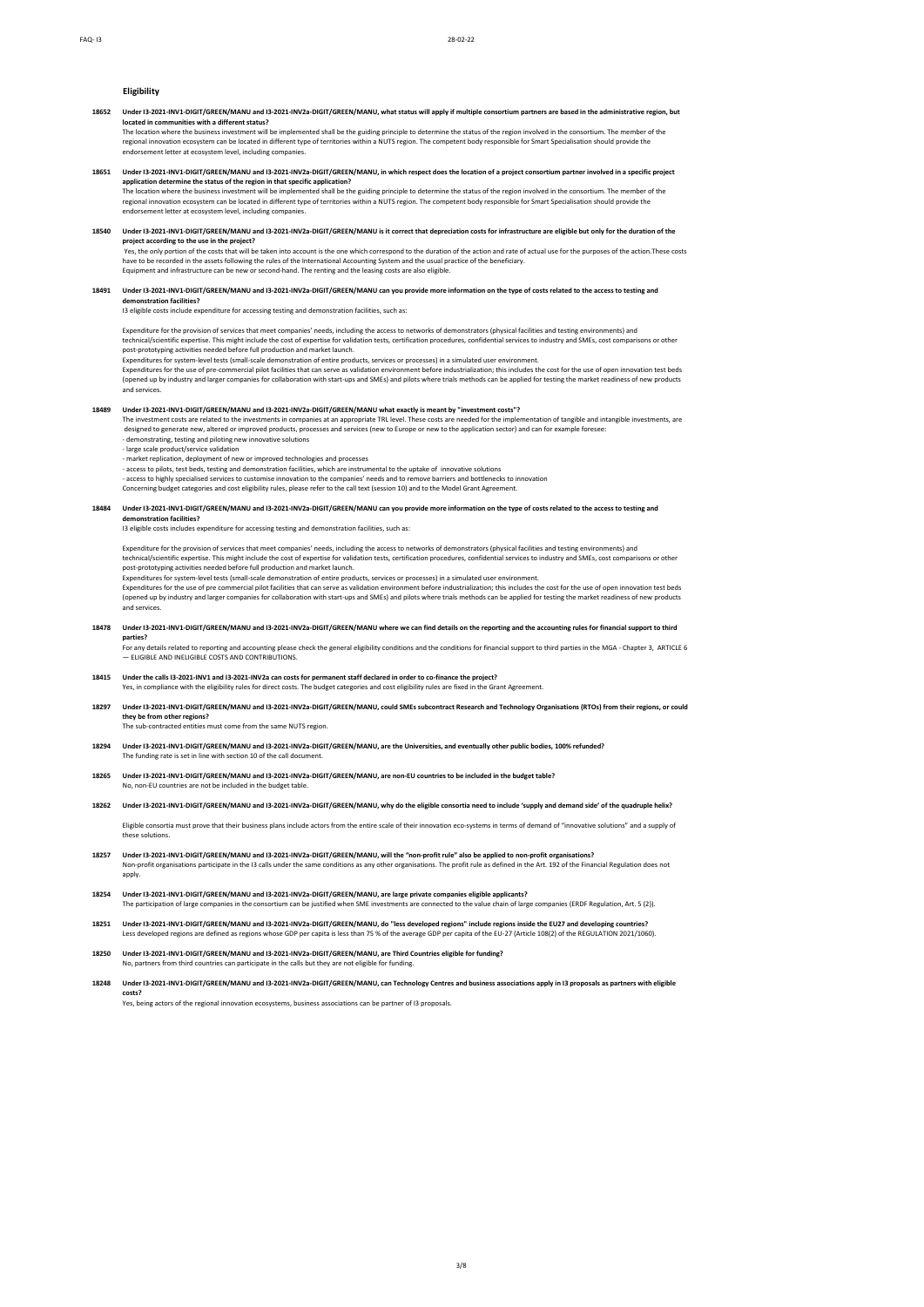## Eligibility

**18652 Under I3-2021-INV1-DIGIT/GREEN/MANU and I3-2021-INV2a-DIGIT/GREEN/MANU, what status will apply if multiple consortium partners are based in the administrative region, but located in communities with a different status?**

The location where the business investment will be implemented shall be the guiding principle to determine the status of the region involved in the consortium. The member of the regional innovation ecosystem can be located in different type of territories within a NUTS region. The competent body responsible for Smart Specialisation should provide the endorsement letter at ecosystem level, including companies.

**18651 Under I3-2021-INV1-DIGIT/GREEN/MANU and I3-2021-INV2a-DIGIT/GREEN/MANU, in which respect does the location of a project consortium partner involved in a specific project application determine the status of the region in that specific application?**

The location where the business investment will be implemented shall be the guiding principle to determine the status of the region involved in the consortium. The member of the regional innovation ecosystem can be located in different type of territories within a NUTS region. The competent body responsible for Smart Specialisation should provide the endorsement letter at ecosystem level, including companies.

**18540 Under I3-2021-INV1-DIGIT/GREEN/MANU and I3-2021-INV2a-DIGIT/GREEN/MANU is it correct that depreciation costs for infrastructure are eligible but only for the duration of the project according to the use in the project?**

Yes, the only portion of the costs that will be taken into account is the one which correspond to the duration of the action and rate of actual use for the purposes of the action.These costs have to be recorded in the assets following the rules of the International Accounting System and the usual practice of the beneficiary.
Equipment and infrastructure can be new or second-hand. The renting and the leasing costs are also eligible.

**18491 Under I3-2021-INV1-DIGIT/GREEN/MANU and I3-2021-INV2a-DIGIT/GREEN/MANU can you provide more information on the type of costs related to the access to testing and demonstration facilities?**

I3 eligible costs include expenditure for accessing testing and demonstration facilities, such as:

Expenditure for the provision of services that meet companies' needs, including the access to networks of demonstrators (physical facilities and testing environments) and technical/scientific expertise. This might include the cost of expertise for validation tests, certification procedures, confidential services to industry and SMEs, cost comparisons or other post-prototyping activities needed before full production and market launch.
Expenditures for system-level tests (small-scale demonstration of entire products, services or processes) in a simulated user environment.
Expenditures for the use of pre-commercial pilot facilities that can serve as validation environment before industrialization; this includes the cost for the use of open innovation test beds (opened up by industry and larger companies for collaboration with start-ups and SMEs) and pilots where trials methods can be applied for testing the market readiness of new products and services.

**18489 Under I3-2021-INV1-DIGIT/GREEN/MANU and I3-2021-INV2a-DIGIT/GREEN/MANU what exactly is meant by "investment costs"?**

The investment costs are related to the investments in companies at an appropriate TRL level. These costs are needed for the implementation of tangible and intangible investments, are designed to generate new, altered or improved products, processes and services (new to Europe or new to the application sector) and can for example foresee:
- demonstrating, testing and piloting new innovative solutions
- large scale product/service validation
- market replication, deployment of new or improved technologies and processes
- access to pilots, test beds, testing and demonstration facilities, which are instrumental to the uptake of innovative solutions
- access to highly specialised services to customise innovation to the companies' needs and to remove barriers and bottlenecks to innovation

Concerning budget categories and cost eligibility rules, please refer to the call text (session 10) and to the Model Grant Agreement.

**18484 Under I3-2021-INV1-DIGIT/GREEN/MANU and I3-2021-INV2a-DIGIT/GREEN/MANU can you provide more information on the type of costs related to the access to testing and demonstration facilities?**

I3 eligible costs includes expenditure for accessing testing and demonstration facilities, such as:

Expenditure for the provision of services that meet companies' needs, including the access to networks of demonstrators (physical facilities and testing environments) and technical/scientific expertise. This might include the cost of expertise for validation tests, certification procedures, confidential services to industry and SMEs, cost comparisons or other post-prototyping activities needed before full production and market launch.
Expenditures for system-level tests (small-scale demonstration of entire products, services or processes) in a simulated user environment.
Expenditures for the use of pre commercial pilot facilities that can serve as validation environment before industrialization; this includes the cost for the use of open innovation test beds (opened up by industry and larger companies for collaboration with start-ups and SMEs) and pilots where trials methods can be applied for testing the market readiness of new products and services.

**18478 Under I3-2021-INV1-DIGIT/GREEN/MANU and I3-2021-INV2a-DIGIT/GREEN/MANU where we can find details on the reporting and the accounting rules for financial support to third parties?**

For any details related to reporting and accounting please check the general eligibility conditions and the conditions for financial support to third parties in the MGA - Chapter 3, ARTICLE 6 — ELIGIBLE AND INELIGIBLE COSTS AND CONTRIBUTIONS.

**18415 Under the calls I3-2021-INV1 and I3-2021-INV2a can costs for permanent staff declared in order to co-finance the project?**

Yes, in compliance with the eligibility rules for direct costs. The budget categories and cost eligibility rules are fixed in the Grant Agreement.

**18297 Under I3-2021-INV1-DIGIT/GREEN/MANU and I3-2021-INV2a-DIGIT/GREEN/MANU, could SMEs subcontract Research and Technology Organisations (RTOs) from their regions, or could they be from other regions?**

The sub-contracted entities must come from the same NUTS region.

**18294 Under I3-2021-INV1-DIGIT/GREEN/MANU and I3-2021-INV2a-DIGIT/GREEN/MANU, are the Universities, and eventually other public bodies, 100% refunded?**

The funding rate is set in line with section 10 of the call document.

**18265 Under I3-2021-INV1-DIGIT/GREEN/MANU and I3-2021-INV2a-DIGIT/GREEN/MANU, are non-EU countries to be included in the budget table?**

No, non-EU countries are not be included in the budget table.

**18262 Under I3-2021-INV1-DIGIT/GREEN/MANU and I3-2021-INV2a-DIGIT/GREEN/MANU, why do the eligible consortia need to include 'supply and demand side' of the quadruple helix?**

Eligible consortia must prove that their business plans include actors from the entire scale of their innovation eco-systems in terms of demand of "innovative solutions" and a supply of these solutions.

**18257 Under I3-2021-INV1-DIGIT/GREEN/MANU and I3-2021-INV2a-DIGIT/GREEN/MANU, will the "non-profit rule" also be applied to non-profit organisations?**

Non-profit organisations participate in the I3 calls under the same conditions as any other organisations. The profit rule as defined in the Art. 192 of the Financial Regulation does not apply.

**18254 Under I3-2021-INV1-DIGIT/GREEN/MANU and I3-2021-INV2a-DIGIT/GREEN/MANU, are large private companies eligible applicants?**

The participation of large companies in the consortium can be justified when SME investments are connected to the value chain of large companies (ERDF Regulation, Art. 5 (2)).

**18251 Under I3-2021-INV1-DIGIT/GREEN/MANU and I3-2021-INV2a-DIGIT/GREEN/MANU, do "less developed regions" include regions inside the EU27 and developing countries?**

Less developed regions are defined as regions whose GDP per capita is less than 75 % of the average GDP per capita of the EU-27 (Article 108(2) of the REGULATION 2021/1060).

**18250 Under I3-2021-INV1-DIGIT/GREEN/MANU and I3-2021-INV2a-DIGIT/GREEN/MANU, are Third Countries eligible for funding?**

No, partners from third countries can participate in the calls but they are not eligible for funding.

**18248 Under I3-2021-INV1-DIGIT/GREEN/MANU and I3-2021-INV2a-DIGIT/GREEN/MANU, can Technology Centres and business associations apply in I3 proposals as partners with eligible costs?**

Yes, being actors of the regional innovation ecosystems, business associations can be partner of I3 proposals.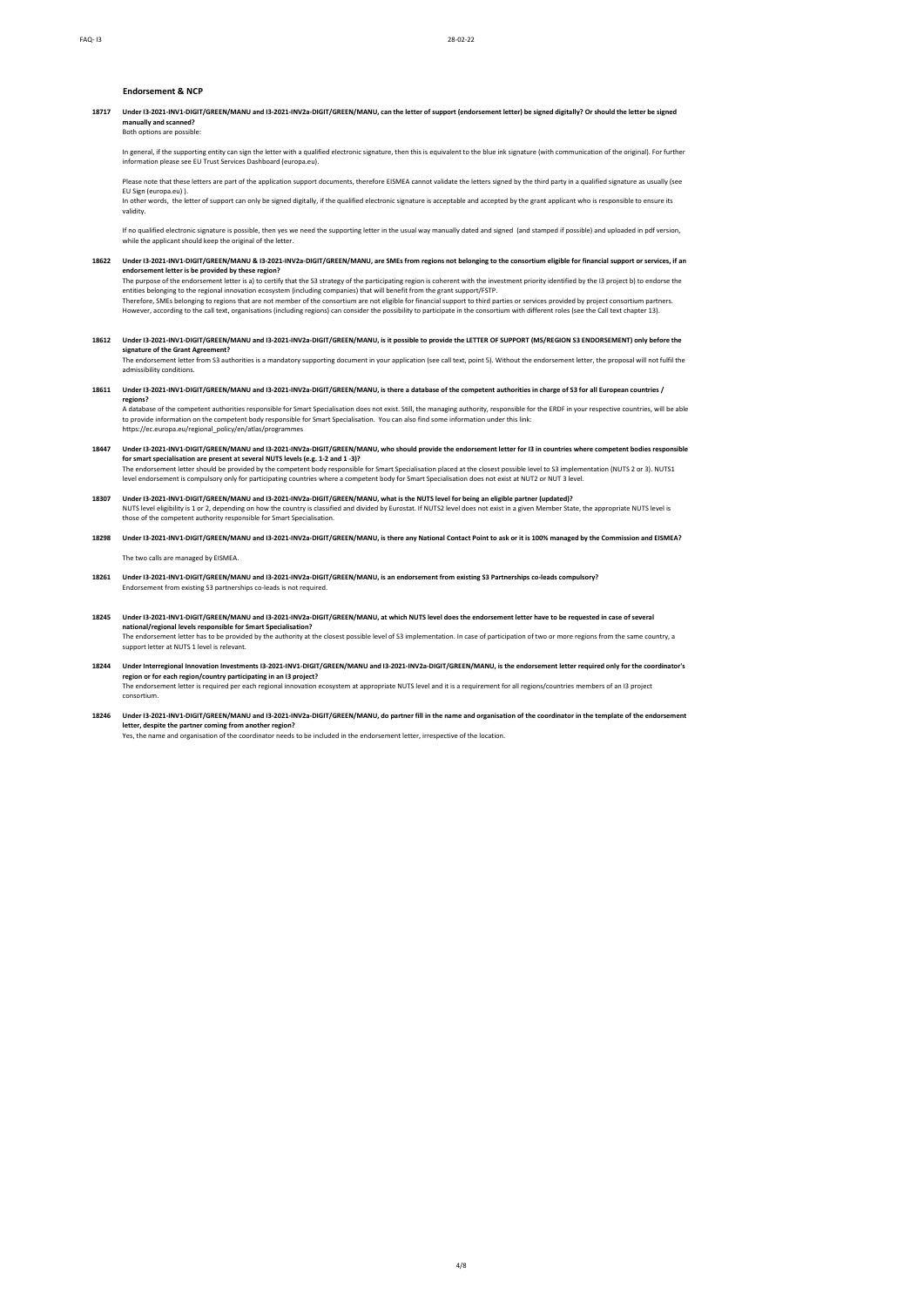## Endorsement & NCP

**18717 Under I3-2021-INV1-DIGIT/GREEN/MANU and I3-2021-INV2a-DIGIT/GREEN/MANU, can the letter of support (endorsement letter) be signed digitally? Or should the letter be signed manually and scanned?**

Both options are possible:

In general, if the supporting entity can sign the letter with a qualified electronic signature, then this is equivalent to the blue ink signature (with communication of the original). For further information please see EU Trust Services Dashboard (europa.eu).

Please note that these letters are part of the application support documents, therefore EISMEA cannot validate the letters signed by the third party in a qualified signature as usually (see EU Sign (europa.eu) ).
In other words, the letter of support can only be signed digitally, if the qualified electronic signature is acceptable and accepted by the grant applicant who is responsible to ensure its validity.

If no qualified electronic signature is possible, then yes we need the supporting letter in the usual way manually dated and signed (and stamped if possible) and uploaded in pdf version, while the applicant should keep the original of the letter.

**18622 Under I3-2021-INV1-DIGIT/GREEN/MANU & I3-2021-INV2a-DIGIT/GREEN/MANU, are SMEs from regions not belonging to the consortium eligible for financial support or services, if an endorsement letter is be provided by these region?**

The purpose of the endorsement letter is a) to certify that the S3 strategy of the participating region is coherent with the investment priority identified by the I3 project b) to endorse the entities belonging to the regional innovation ecosystem (including companies) that will benefit from the grant support/FSTP.
Therefore, SMEs belonging to regions that are not member of the consortium are not eligible for financial support to third parties or services provided by project consortium partners.
However, according to the call text, organisations (including regions) can consider the possibility to participate in the consortium with different roles (see the Call text chapter 13).

**18612 Under I3-2021-INV1-DIGIT/GREEN/MANU and I3-2021-INV2a-DIGIT/GREEN/MANU, is it possible to provide the LETTER OF SUPPORT (MS/REGION S3 ENDORSEMENT) only before the signature of the Grant Agreement?**

The endorsement letter from S3 authorities is a mandatory supporting document in your application (see call text, point 5). Without the endorsement letter, the proposal will not fulfil the admissibility conditions.

**18611 Under I3-2021-INV1-DIGIT/GREEN/MANU and I3-2021-INV2a-DIGIT/GREEN/MANU, is there a database of the competent authorities in charge of S3 for all European countries / regions?**

A database of the competent authorities responsible for Smart Specialisation does not exist. Still, the managing authority, responsible for the ERDF in your respective countries, will be able to provide information on the competent body responsible for Smart Specialisation. You can also find some information under this link:
https://ec.europa.eu/regional_policy/en/atlas/programmes

**18447 Under I3-2021-INV1-DIGIT/GREEN/MANU and I3-2021-INV2a-DIGIT/GREEN/MANU, who should provide the endorsement letter for I3 in countries where competent bodies responsible for smart specialisation are present at several NUTS levels (e.g. 1-2 and 1 -3)?**

The endorsement letter should be provided by the competent body responsible for Smart Specialisation placed at the closest possible level to S3 implementation (NUTS 2 or 3). NUTS1 level endorsement is compulsory only for participating countries where a competent body for Smart Specialisation does not exist at NUT2 or NUT 3 level.

**18307 Under I3-2021-INV1-DIGIT/GREEN/MANU and I3-2021-INV2a-DIGIT/GREEN/MANU, what is the NUTS level for being an eligible partner (updated)?**

NUTS level eligibility is 1 or 2, depending on how the country is classified and divided by Eurostat. If NUTS2 level does not exist in a given Member State, the appropriate NUTS level is those of the competent authority responsible for Smart Specialisation.

**18298 Under I3-2021-INV1-DIGIT/GREEN/MANU and I3-2021-INV2a-DIGIT/GREEN/MANU, is there any National Contact Point to ask or it is 100% managed by the Commission and EISMEA?**

The two calls are managed by EISMEA.

**18261 Under I3-2021-INV1-DIGIT/GREEN/MANU and I3-2021-INV2a-DIGIT/GREEN/MANU, is an endorsement from existing S3 Partnerships co-leads compulsory?**

Endorsement from existing S3 partnerships co-leads is not required.

**18245 Under I3-2021-INV1-DIGIT/GREEN/MANU and I3-2021-INV2a-DIGIT/GREEN/MANU, at which NUTS level does the endorsement letter have to be requested in case of several national/regional levels responsible for Smart Specialisation?**

The endorsement letter has to be provided by the authority at the closest possible level of S3 implementation. In case of participation of two or more regions from the same country, a support letter at NUTS 1 level is relevant.

**18244 Under Interregional Innovation Investments I3-2021-INV1-DIGIT/GREEN/MANU and I3-2021-INV2a-DIGIT/GREEN/MANU, is the endorsement letter required only for the coordinator's region or for each region/country participating in an I3 project?**

The endorsement letter is required per each regional innovation ecosystem at appropriate NUTS level and it is a requirement for all regions/countries members of an I3 project consortium.

**18246 Under I3-2021-INV1-DIGIT/GREEN/MANU and I3-2021-INV2a-DIGIT/GREEN/MANU, do partner fill in the name and organisation of the coordinator in the template of the endorsement letter, despite the partner coming from another region?**

Yes, the name and organisation of the coordinator needs to be included in the endorsement letter, irrespective of the location.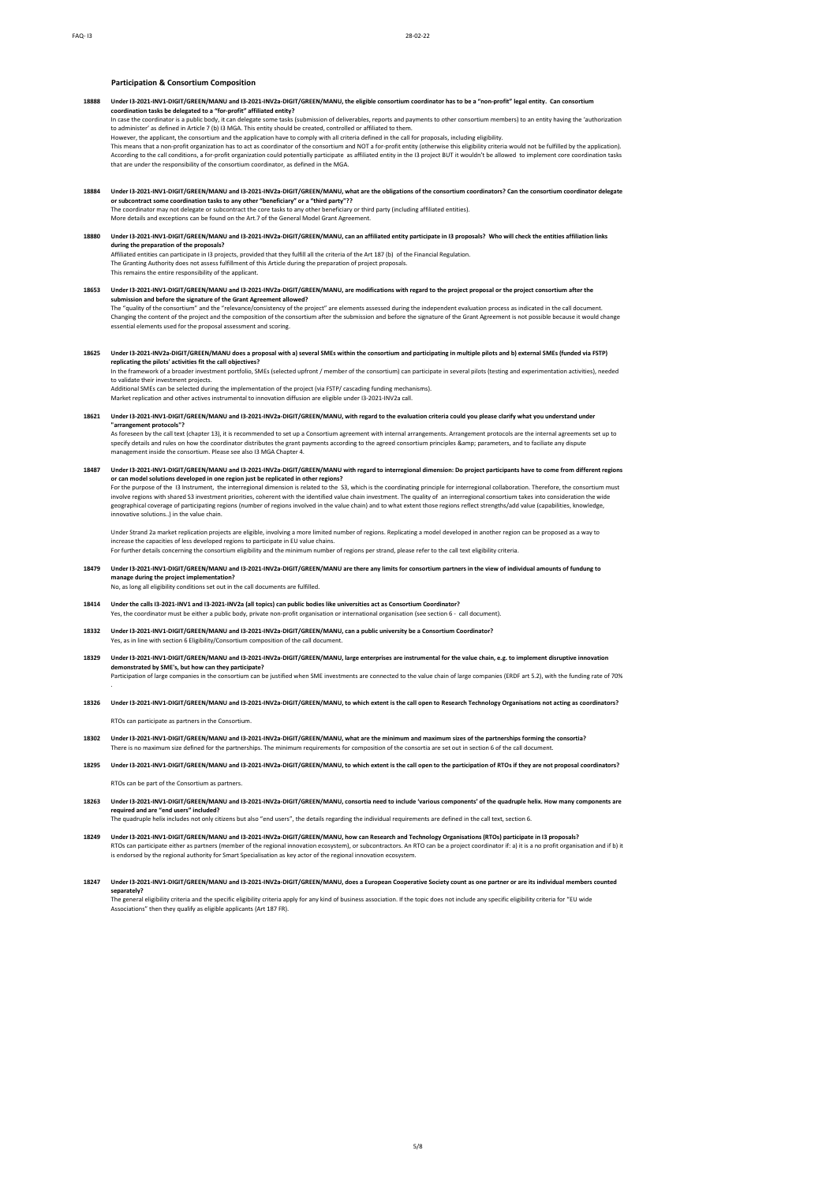## Participation & Consortium Composition

**18888 Under I3-2021-INV1-DIGIT/GREEN/MANU and I3-2021-INV2a-DIGIT/GREEN/MANU, the eligible consortium coordinator has to be a "non-profit" legal entity. Can consortium coordination tasks be delegated to a "for-profit" affiliated entity?**

In case the coordinator is a public body, it can delegate some tasks (submission of deliverables, reports and payments to other consortium members) to an entity having the 'authorization to administer' as defined in Article 7 (b) I3 MGA. This entity should be created, controlled or affiliated to them.
However, the applicant, the consortium and the application have to comply with all criteria defined in the call for proposals, including eligibility.
This means that a non-profit organization has to act as coordinator of the consortium and NOT a for-profit entity (otherwise this eligibility criteria would not be fulfilled by the application). According to the call conditions, a for-profit organization could potentially participate as affiliated entity in the I3 project BUT it wouldn't be allowed to implement core coordination tasks that are under the responsibility of the consortium coordinator, as defined in the MGA.

**18884 Under I3-2021-INV1-DIGIT/GREEN/MANU and I3-2021-INV2a-DIGIT/GREEN/MANU, what are the obligations of the consortium coordinators? Can the consortium coordinator delegate or subcontract some coordination tasks to any other "beneficiary" or a "third party"??**

The coordinator may not delegate or subcontract the core tasks to any other beneficiary or third party (including affiliated entities).
More details and exceptions can be found on the Art.7 of the General Model Grant Agreement.

**18880 Under I3-2021-INV1-DIGIT/GREEN/MANU and I3-2021-INV2a-DIGIT/GREEN/MANU, can an affiliated entity participate in I3 proposals? Who will check the entities affiliation links during the preparation of the proposals?**

Affiliated entities can participate in I3 projects, provided that they fulfill all the criteria of the Art 187 (b) of the Financial Regulation.
The Granting Authority does not assess fulfillment of this Article during the preparation of project proposals.
This remains the entire responsibility of the applicant.

**18653 Under I3-2021-INV1-DIGIT/GREEN/MANU and I3-2021-INV2a-DIGIT/GREEN/MANU, are modifications with regard to the project proposal or the project consortium after the submission and before the signature of the Grant Agreement allowed?**

The "quality of the consortium" and the "relevance/consistency of the project" are elements assessed during the independent evaluation process as indicated in the call document. Changing the content of the project and the composition of the consortium after the submission and before the signature of the Grant Agreement is not possible because it would change essential elements used for the proposal assessment and scoring.

**18625 Under I3-2021-INV2a-DIGIT/GREEN/MANU does a proposal with a) several SMEs within the consortium and participating in multiple pilots and b) external SMEs (funded via FSTP) replicating the pilots' activities fit the call objectives?**

In the framework of a broader investment portfolio, SMEs (selected upfront / member of the consortium) can participate in several pilots (testing and experimentation activities), needed to validate their investment projects.
Additional SMEs can be selected during the implementation of the project (via FSTP/ cascading funding mechanisms).
Market replication and other actives instrumental to innovation diffusion are eligible under I3-2021-INV2a call.

**18621 Under I3-2021-INV1-DIGIT/GREEN/MANU and I3-2021-INV2a-DIGIT/GREEN/MANU, with regard to the evaluation criteria could you please clarify what you understand under "arrangement protocols"?**

As foreseen by the call text (chapter 13), it is recommended to set up a Consortium agreement with internal arrangements. Arrangement protocols are the internal agreements set up to specify details and rules on how the coordinator distributes the grant payments according to the agreed consortium principles &amp; parameters, and to faciliate any dispute management inside the consortium. Please see also I3 MGA Chapter 4.

**18487 Under I3-2021-INV1-DIGIT/GREEN/MANU and I3-2021-INV2a-DIGIT/GREEN/MANU with regard to interregional dimension: Do project participants have to come from different regions or can model solutions developed in one region just be replicated in other regions?**

For the purpose of the I3 Instrument, the interregional dimension is related to the S3, which is the coordinating principle for interregional collaboration. Therefore, the consortium must involve regions with shared S3 investment priorities, coherent with the identified value chain investment. The quality of an interregional consortium takes into consideration the wide geographical coverage of participating regions (number of regions involved in the value chain) and to what extent those regions reflect strengths/add value (capabilities, knowledge, innovative solutions..) in the value chain.

Under Strand 2a market replication projects are eligible, involving a more limited number of regions. Replicating a model developed in another region can be proposed as a way to increase the capacities of less developed regions to participate in EU value chains.
For further details concerning the consortium eligibility and the minimum number of regions per strand, please refer to the call text eligibility criteria.

**18479 Under I3-2021-INV1-DIGIT/GREEN/MANU and I3-2021-INV2a-DIGIT/GREEN/MANU are there any limits for consortium partners in the view of individual amounts of fundung to manage during the project implementation?**

No, as long all eligibility conditions set out in the call documents are fulfilled.

**18414 Under the calls I3-2021-INV1 and I3-2021-INV2a (all topics) can public bodies like universities act as Consortium Coordinator?**

Yes, the coordinator must be either a public body, private non-profit organisation or international organisation (see section 6 - call document).

**18332 Under I3-2021-INV1-DIGIT/GREEN/MANU and I3-2021-INV2a-DIGIT/GREEN/MANU, can a public university be a Consortium Coordinator?**

Yes, as in line with section 6 Eligibility/Consortium composition of the call document.

**18329 Under I3-2021-INV1-DIGIT/GREEN/MANU and I3-2021-INV2a-DIGIT/GREEN/MANU, large enterprises are instrumental for the value chain, e.g. to implement disruptive innovation demonstrated by SME's, but how can they participate?**

Participation of large companies in the consortium can be justified when SME investments are connected to the value chain of large companies (ERDF art 5.2), with the funding rate of 70%
.

**18326 Under I3-2021-INV1-DIGIT/GREEN/MANU and I3-2021-INV2a-DIGIT/GREEN/MANU, to which extent is the call open to Research Technology Organisations not acting as coordinators?**

RTOs can participate as partners in the Consortium.

**18302 Under I3-2021-INV1-DIGIT/GREEN/MANU and I3-2021-INV2a-DIGIT/GREEN/MANU, what are the minimum and maximum sizes of the partnerships forming the consortia?**

There is no maximum size defined for the partnerships. The minimum requirements for composition of the consortia are set out in section 6 of the call document.

**18295 Under I3-2021-INV1-DIGIT/GREEN/MANU and I3-2021-INV2a-DIGIT/GREEN/MANU, to which extent is the call open to the participation of RTOs if they are not proposal coordinators?**

RTOs can be part of the Consortium as partners.

**18263 Under I3-2021-INV1-DIGIT/GREEN/MANU and I3-2021-INV2a-DIGIT/GREEN/MANU, consortia need to include 'various components' of the quadruple helix. How many components are required and are "end users" included?**

The quadruple helix includes not only citizens but also "end users", the details regarding the individual requirements are defined in the call text, section 6.

**18249 Under I3-2021-INV1-DIGIT/GREEN/MANU and I3-2021-INV2a-DIGIT/GREEN/MANU, how can Research and Technology Organisations (RTOs) participate in I3 proposals?**

RTOs can participate either as partners (member of the regional innovation ecosystem), or subcontractors. An RTO can be a project coordinator if: a) it is a no profit organisation and if b) it is endorsed by the regional authority for Smart Specialisation as key actor of the regional innovation ecosystem.

**18247 Under I3-2021-INV1-DIGIT/GREEN/MANU and I3-2021-INV2a-DIGIT/GREEN/MANU, does a European Cooperative Society count as one partner or are its individual members counted separately?**

The general eligibility criteria and the specific eligibility criteria apply for any kind of business association. If the topic does not include any specific eligibility criteria for "EU wide Associations" then they qualify as eligible applicants (Art 187 FR).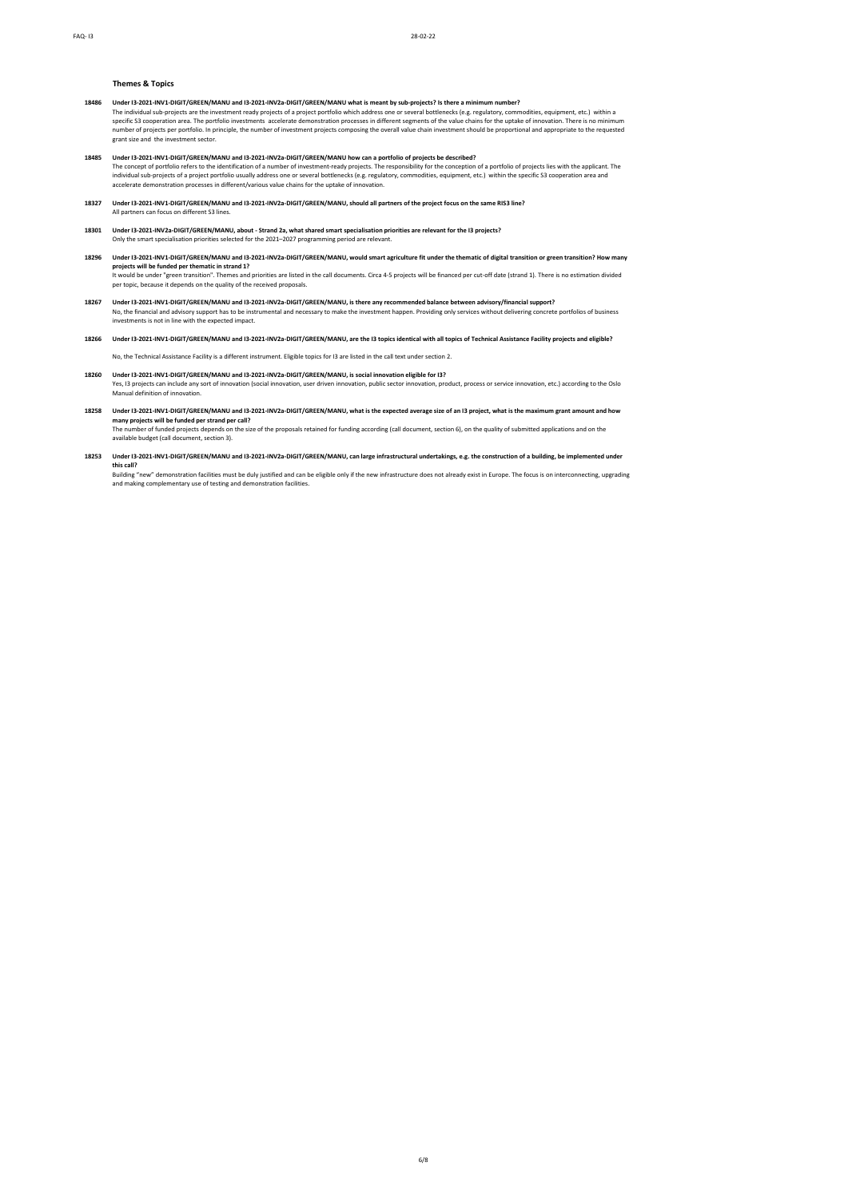## Themes & Topics

**18486 Under I3-2021-INV1-DIGIT/GREEN/MANU and I3-2021-INV2a-DIGIT/GREEN/MANU what is meant by sub-projects? Is there a minimum number?**

The individual sub-projects are the investment ready projects of a project portfolio which address one or several bottlenecks (e.g. regulatory, commodities, equipment, etc.) within a specific S3 cooperation area. The portfolio investments accelerate demonstration processes in different segments of the value chains for the uptake of innovation. There is no minimum number of projects per portfolio. In principle, the number of investment projects composing the overall value chain investment should be proportional and appropriate to the requested grant size and the investment sector.

**18485 Under I3-2021-INV1-DIGIT/GREEN/MANU and I3-2021-INV2a-DIGIT/GREEN/MANU how can a portfolio of projects be described?**

The concept of portfolio refers to the identification of a number of investment-ready projects. The responsibility for the conception of a portfolio of projects lies with the applicant. The individual sub-projects of a project portfolio usually address one or several bottlenecks (e.g. regulatory, commodities, equipment, etc.) within the specific S3 cooperation area and accelerate demonstration processes in different/various value chains for the uptake of innovation.

**18327 Under I3-2021-INV1-DIGIT/GREEN/MANU and I3-2021-INV2a-DIGIT/GREEN/MANU, should all partners of the project focus on the same RIS3 line?**

All partners can focus on different S3 lines.

**18301 Under I3-2021-INV2a-DIGIT/GREEN/MANU, about - Strand 2a, what shared smart specialisation priorities are relevant for the I3 projects?**

Only the smart specialisation priorities selected for the 2021–2027 programming period are relevant.

**18296 Under I3-2021-INV1-DIGIT/GREEN/MANU and I3-2021-INV2a-DIGIT/GREEN/MANU, would smart agriculture fit under the thematic of digital transition or green transition? How many projects will be funded per thematic in strand 1?**

It would be under "green transition". Themes and priorities are listed in the call documents. Circa 4-5 projects will be financed per cut-off date (strand 1). There is no estimation divided per topic, because it depends on the quality of the received proposals.

**18267 Under I3-2021-INV1-DIGIT/GREEN/MANU and I3-2021-INV2a-DIGIT/GREEN/MANU, is there any recommended balance between advisory/financial support?**

No, the financial and advisory support has to be instrumental and necessary to make the investment happen. Providing only services without delivering concrete portfolios of business investments is not in line with the expected impact.

**18266 Under I3-2021-INV1-DIGIT/GREEN/MANU and I3-2021-INV2a-DIGIT/GREEN/MANU, are the I3 topics identical with all topics of Technical Assistance Facility projects and eligible?**

No, the Technical Assistance Facility is a different instrument. Eligible topics for I3 are listed in the call text under section 2.

**18260 Under I3-2021-INV1-DIGIT/GREEN/MANU and I3-2021-INV2a-DIGIT/GREEN/MANU, is social innovation eligible for I3?**

Yes, I3 projects can include any sort of innovation (social innovation, user driven innovation, public sector innovation, product, process or service innovation, etc.) according to the Oslo Manual definition of innovation.

**18258 Under I3-2021-INV1-DIGIT/GREEN/MANU and I3-2021-INV2a-DIGIT/GREEN/MANU, what is the expected average size of an I3 project, what is the maximum grant amount and how many projects will be funded per strand per call?**

The number of funded projects depends on the size of the proposals retained for funding according (call document, section 6), on the quality of submitted applications and on the available budget (call document, section 3).

**18253 Under I3-2021-INV1-DIGIT/GREEN/MANU and I3-2021-INV2a-DIGIT/GREEN/MANU, can large infrastructural undertakings, e.g. the construction of a building, be implemented under this call?**

Building "new" demonstration facilities must be duly justified and can be eligible only if the new infrastructure does not already exist in Europe. The focus is on interconnecting, upgrading and making complementary use of testing and demonstration facilities.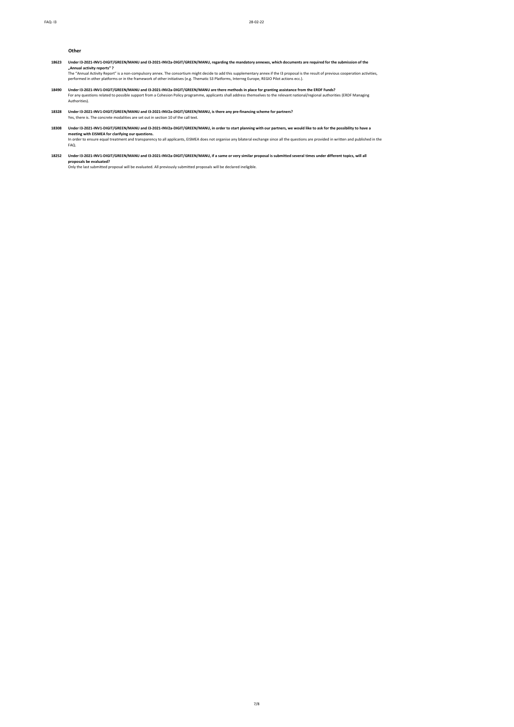## Other

**18623 Under I3-2021-INV1-DIGIT/GREEN/MANU and I3-2021-INV2a-DIGIT/GREEN/MANU, regarding the mandatory annexes, which documents are required for the submission of the „Annual activity reports" ?**

The "Annual Activity Report" is a non-compulsory annex. The consortium might decide to add this supplementary annex if the I3 proposal is the result of previous cooperation activities, performed in other platforms or in the framework of other initiatives (e.g. Thematic S3 Platforms, Interreg Europe, REGIO Pilot actions ecc.).

**18490 Under I3-2021-INV1-DIGIT/GREEN/MANU and I3-2021-INV2a-DIGIT/GREEN/MANU are there methods in place for granting assistance from the ERDF Funds?**

For any questions related to possible support from a Cohesion Policy programme, applicants shall address themselves to the relevant national/regional authorities (ERDF Managing Authorities).

**18328 Under I3-2021-INV1-DIGIT/GREEN/MANU and I3-2021-INV2a-DIGIT/GREEN/MANU, is there any pre-financing scheme for partners?**

Yes, there is. The concrete modalities are set out in section 10 of the call text.

**18308 Under I3-2021-INV1-DIGIT/GREEN/MANU and I3-2021-INV2a-DIGIT/GREEN/MANU, in order to start planning with our partners, we would like to ask for the possibility to have a meeting with EISMEA for clarifying our questions.**

In order to ensure equal treatment and transparency to all applicants, EISMEA does not organise any bilateral exchange since all the questions are provided in written and published in the FAQ.

**18252 Under I3-2021-INV1-DIGIT/GREEN/MANU and I3-2021-INV2a-DIGIT/GREEN/MANU, if a same or very similar proposal is submitted several times under different topics, will all proposals be evaluated?**

Only the last submitted proposal will be evaluated. All previously submitted proposals will be declared ineligible.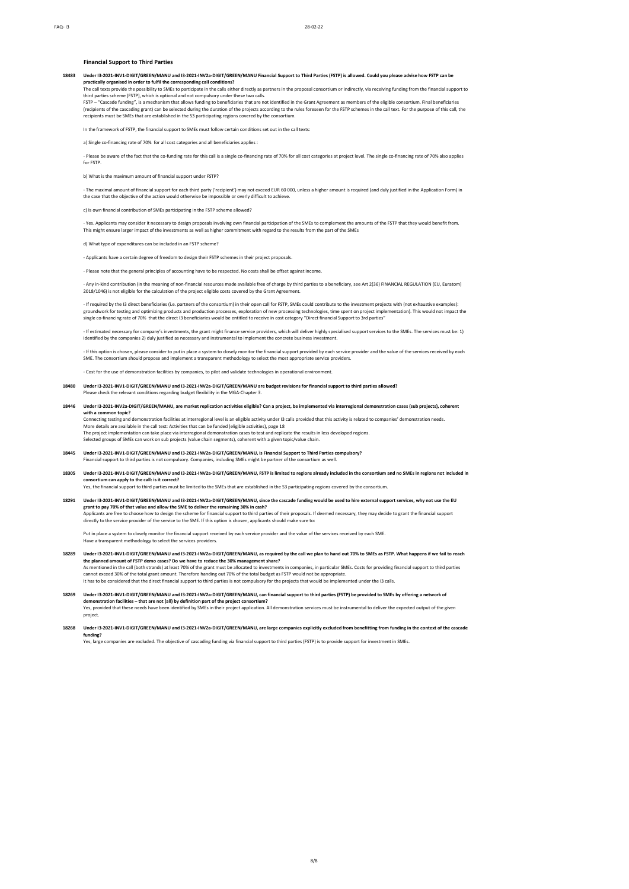## Financial Support to Third Parties

**18483 Under I3-2021-INV1-DIGIT/GREEN/MANU and I3-2021-INV2a-DIGIT/GREEN/MANU Financial Support to Third Parties (FSTP) is allowed. Could you please advise how FSTP can be practically organised in order to fulfil the corresponding call conditions?**

The call texts provide the possibility to SMEs to participate in the calls either directly as partners in the proposal consortium or indirectly, via receiving funding from the financial support to third parties scheme (FSTP), which is optional and not compulsory under these two calls.

FSTP – "Cascade funding", is a mechanism that allows funding to beneficiaries that are not identified in the Grant Agreement as members of the eligible consortium. Final beneficiaries (recipients of the cascading grant) can be selected during the duration of the projects according to the rules foreseen for the FSTP schemes in the call text. For the purpose of this call, the recipients must be SMEs that are established in the S3 participating regions covered by the consortium.

In the framework of FSTP, the financial support to SMEs must follow certain conditions set out in the call texts:

a) Single co-financing rate of 70% for all cost categories and all beneficiaries applies :

- Please be aware of the fact that the co-funding rate for this call is a single co-financing rate of 70% for all cost categories at project level. The single co-financing rate of 70% also applies for FSTP.

b) What is the maximum amount of financial support under FSTP?

- The maximal amount of financial support for each third party ('recipient') may not exceed EUR 60 000, unless a higher amount is required (and duly justified in the Application Form) in the case that the objective of the action would otherwise be impossible or overly difficult to achieve.

c) Is own financial contribution of SMEs participating in the FSTP scheme allowed?

- Yes. Applicants may consider it necessary to design proposals involving own financial participation of the SMEs to complement the amounts of the FSTP that they would benefit from. This might ensure larger impact of the investments as well as higher commitment with regard to the results from the part of the SMEs

d) What type of expenditures can be included in an FSTP scheme?

- Applicants have a certain degree of freedom to design their FSTP schemes in their project proposals.

- Please note that the general principles of accounting have to be respected. No costs shall be offset against income.

- Any in-kind contribution (in the meaning of non-financial resources made available free of charge by third parties to a beneficiary, see Art 2(36) FINANCIAL REGULATION (EU, Euratom) 2018/1046) is not eligible for the calculation of the project eligible costs covered by the Grant Agreement.

- If required by the I3 direct beneficiaries (i.e. partners of the consortium) in their open call for FSTP, SMEs could contribute to the investment projects with (not exhaustive examples): groundwork for testing and optimizing products and production processes, exploration of new processing technologies, time spent on project implementation). This would not impact the single co-financing rate of 70% that the direct I3 beneficiaries would be entitled to receive in cost category "Direct financial Support to 3rd parties"

- If estimated necessary for company's investments, the grant might finance service providers, which will deliver highly specialised support services to the SMEs. The services must be: 1) identified by the companies 2) duly justified as necessary and instrumental to implement the concrete business investment.

- If this option is chosen, please consider to put in place a system to closely monitor the financial support provided by each service provider and the value of the services received by each SME. The consortium should propose and implement a transparent methodology to select the most appropriate service providers.

- Cost for the use of demonstration facilities by companies, to pilot and validate technologies in operational environment.

**18480 Under I3-2021-INV1-DIGIT/GREEN/MANU and I3-2021-INV2a-DIGIT/GREEN/MANU are budget revisions for financial support to third parties allowed?**

Please check the relevant conditions regarding budget flexibility in the MGA-Chapter 3.

**18446 Under I3-2021-INV2a-DIGIT/GREEN/MANU, are market replication activities eligible? Can a project, be implemented via interregional demonstration cases (sub projects), coherent with a common topic?**

Connecting testing and demonstration facilities at interregional level is an eligible activity under I3 calls provided that this activity is related to companies' demonstration needs.
More details are available in the call text: Activities that can be funded (eligible activities), page 18
The project implementation can take place via interregional demonstration cases to test and replicate the results in less developed regions.
Selected groups of SMEs can work on sub projects (value chain segments), coherent with a given topic/value chain.

**18445 Under I3-2021-INV1-DIGIT/GREEN/MANU and I3-2021-INV2a-DIGIT/GREEN/MANU, is Financial Support to Third Parties compulsory?**

Financial support to third parties is not compulsory. Companies, including SMEs might be partner of the consortium as well.

**18305 Under I3-2021-INV1-DIGIT/GREEN/MANU and I3-2021-INV2a-DIGIT/GREEN/MANU, FSTP is limited to regions already included in the consortium and no SMEs in regions not included in consortium can apply to the call: is it correct?**

Yes, the financial support to third parties must be limited to the SMEs that are established in the S3 participating regions covered by the consortium.

**18291 Under I3-2021-INV1-DIGIT/GREEN/MANU and I3-2021-INV2a-DIGIT/GREEN/MANU, since the cascade funding would be used to hire external support services, why not use the EU grant to pay 70% of that value and allow the SME to deliver the remaining 30% in cash?**

Applicants are free to choose how to design the scheme for financial support to third parties of their proposals. If deemed necessary, they may decide to grant the financial support directly to the service provider of the service to the SME. If this option is chosen, applicants should make sure to:

Put in place a system to closely monitor the financial support received by each service provider and the value of the services received by each SME.
Have a transparent methodology to select the services providers.

**18289 Under I3-2021-INV1-DIGIT/GREEN/MANU and I3-2021-INV2a-DIGIT/GREEN/MANU, as required by the call we plan to hand out 70% to SMEs as FSTP. What happens if we fail to reach the planned amount of FSTP demo cases? Do we have to reduce the 30% management share?**

As mentioned in the call (both strands) at least 70% of the grant must be allocated to investments in companies, in particular SMEs. Costs for providing financial support to third parties cannot exceed 30% of the total grant amount. Therefore handing out 70% of the total budget as FSTP would not be appropriate.
It has to be considered that the direct financial support to third parties is not compulsory for the projects that would be implemented under the I3 calls.

**18269 Under I3-2021-INV1-DIGIT/GREEN/MANU and I3-2021-INV2a-DIGIT/GREEN/MANU, can financial support to third parties (FSTP) be provided to SMEs by offering a network of demonstration facilities – that are not (all) by definition part of the project consortium?**

Yes, provided that these needs have been identified by SMEs in their project application. All demonstration services must be instrumental to deliver the expected output of the given project.

**18268 Under I3-2021-INV1-DIGIT/GREEN/MANU and I3-2021-INV2a-DIGIT/GREEN/MANU, are large companies explicitly excluded from benefitting from funding in the context of the cascade funding?**

Yes, large companies are excluded. The objective of cascading funding via financial support to third parties (FSTP) is to provide support for investment in SMEs.